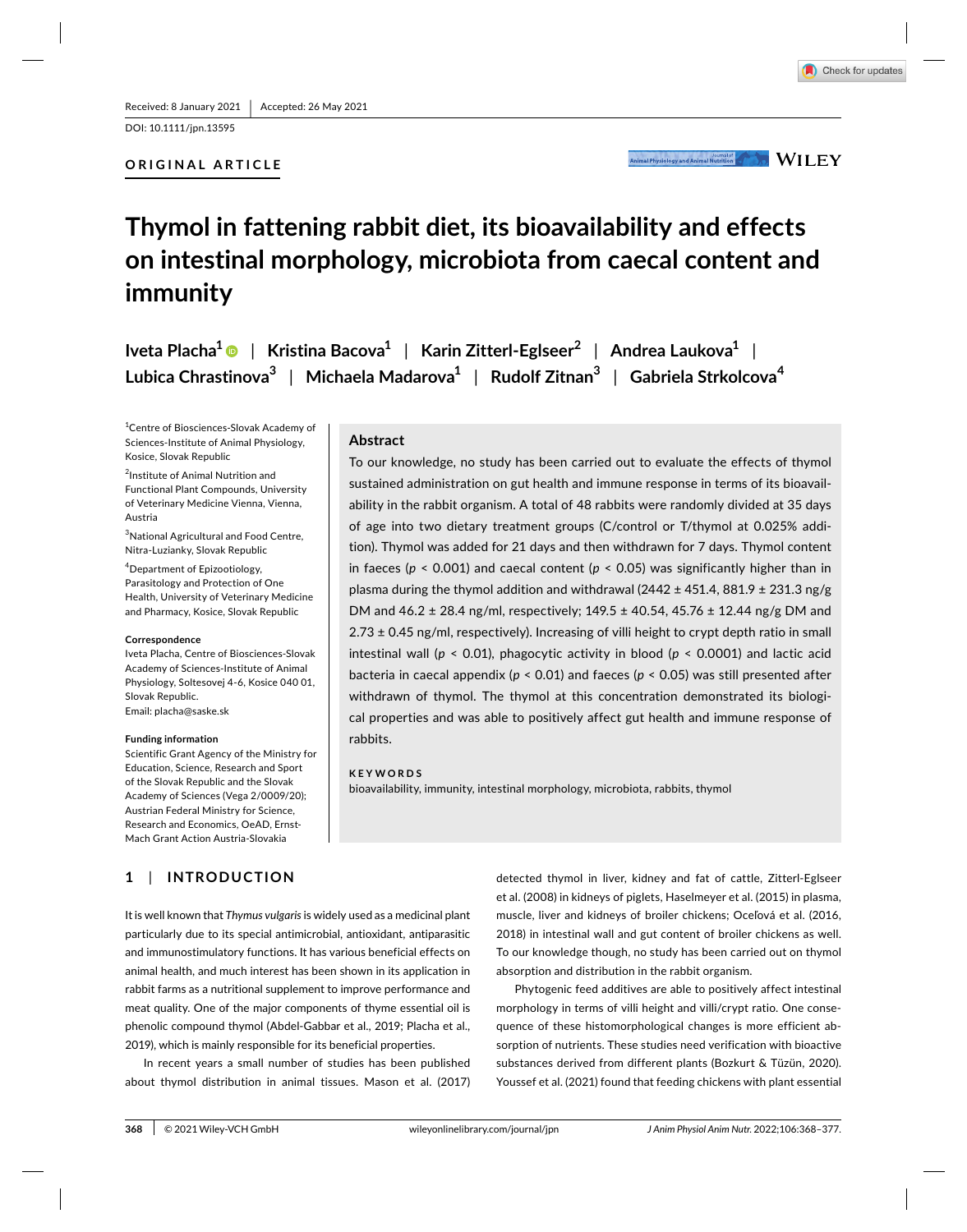Received: 8 January 2021 | Accepted: 26 May 2021

DOI: 10.1111/jpn.13595

**ORIGINAL ARTICLE**

# Thymol in fattening rabbit diet, its bioavailability and effects on intestinal morphology, microbiota from caecal content and immunity

**Iveta Placha[1] | Kristina Bacova[1] | Karin Zitterl-Eglseer[2] | Andrea Laukova[1] | Lubica Chrastinova[3] | Michaela Madarova[1] | Rudolf Zitnan[3] | Gabriela Strkolcova[4]**

[1]Centre of Biosciences-Slovak Academy of Sciences-Institute of Animal Physiology, Kosice, Slovak Republic

[2]Institute of Animal Nutrition and Functional Plant Compounds, University of Veterinary Medicine Vienna, Vienna, Austria

[3]National Agricultural and Food Centre, Nitra-Luzianky, Slovak Republic

[4]Department of Epizootiology, Parasitology and Protection of One Health, University of Veterinary Medicine and Pharmacy, Kosice, Slovak Republic

**Correspondence**
Iveta Placha, Centre of Biosciences-Slovak Academy of Sciences-Institute of Animal Physiology, Soltesovej 4-6, Kosice 040 01, Slovak Republic.
Email: placha@saske.sk

**Funding information**
Scientific Grant Agency of the Ministry for Education, Science, Research and Sport of the Slovak Republic and the Slovak Academy of Sciences (Vega 2/0009/20); Austrian Federal Ministry for Science, Research and Economics, OeAD, Ernst-Mach Grant Action Austria-Slovakia

## Abstract

To our knowledge, no study has been carried out to evaluate the effects of thymol sustained administration on gut health and immune response in terms of its bioavailability in the rabbit organism. A total of 48 rabbits were randomly divided at 35 days of age into two dietary treatment groups (C/control or T/thymol at 0.025% addition). Thymol was added for 21 days and then withdrawn for 7 days. Thymol content in faeces ($p < 0.001$) and caecal content ($p < 0.05$) was significantly higher than in plasma during the thymol addition and withdrawal (2442 ± 451.4, 881.9 ± 231.3 ng/g DM and 46.2 ± 28.4 ng/ml, respectively; 149.5 ± 40.54, 45.76 ± 12.44 ng/g DM and 2.73 ± 0.45 ng/ml, respectively). Increasing of villi height to crypt depth ratio in small intestinal wall ($p < 0.01$), phagocytic activity in blood ($p < 0.0001$) and lactic acid bacteria in caecal appendix ($p < 0.01$) and faeces ($p < 0.05$) was still presented after withdrawn of thymol. The thymol at this concentration demonstrated its biological properties and was able to positively affect gut health and immune response of rabbits.

**KEYWORDS**

bioavailability, immunity, intestinal morphology, microbiota, rabbits, thymol

## 1 | INTRODUCTION

It is well known that *Thymus vulgaris* is widely used as a medicinal plant particularly due to its special antimicrobial, antioxidant, antiparasitic and immunostimulatory functions. It has various beneficial effects on animal health, and much interest has been shown in its application in rabbit farms as a nutritional supplement to improve performance and meat quality. One of the major components of thyme essential oil is phenolic compound thymol (Abdel-Gabbar et al., 2019; Placha et al., 2019), which is mainly responsible for its beneficial properties.

In recent years a small number of studies has been published about thymol distribution in animal tissues. Mason et al. (2017) detected thymol in liver, kidney and fat of cattle, Zitterl-Eglseer et al. (2008) in kidneys of piglets, Haselmeyer et al. (2015) in plasma, muscle, liver and kidneys of broiler chickens; Oceľová et al. (2016, 2018) in intestinal wall and gut content of broiler chickens as well. To our knowledge though, no study has been carried out on thymol absorption and distribution in the rabbit organism.

Phytogenic feed additives are able to positively affect intestinal morphology in terms of villi height and villi/crypt ratio. One consequence of these histomorphological changes is more efficient absorption of nutrients. These studies need verification with bioactive substances derived from different plants (Bozkurt & Tüzün, 2020). Youssef et al. (2021) found that feeding chickens with plant essential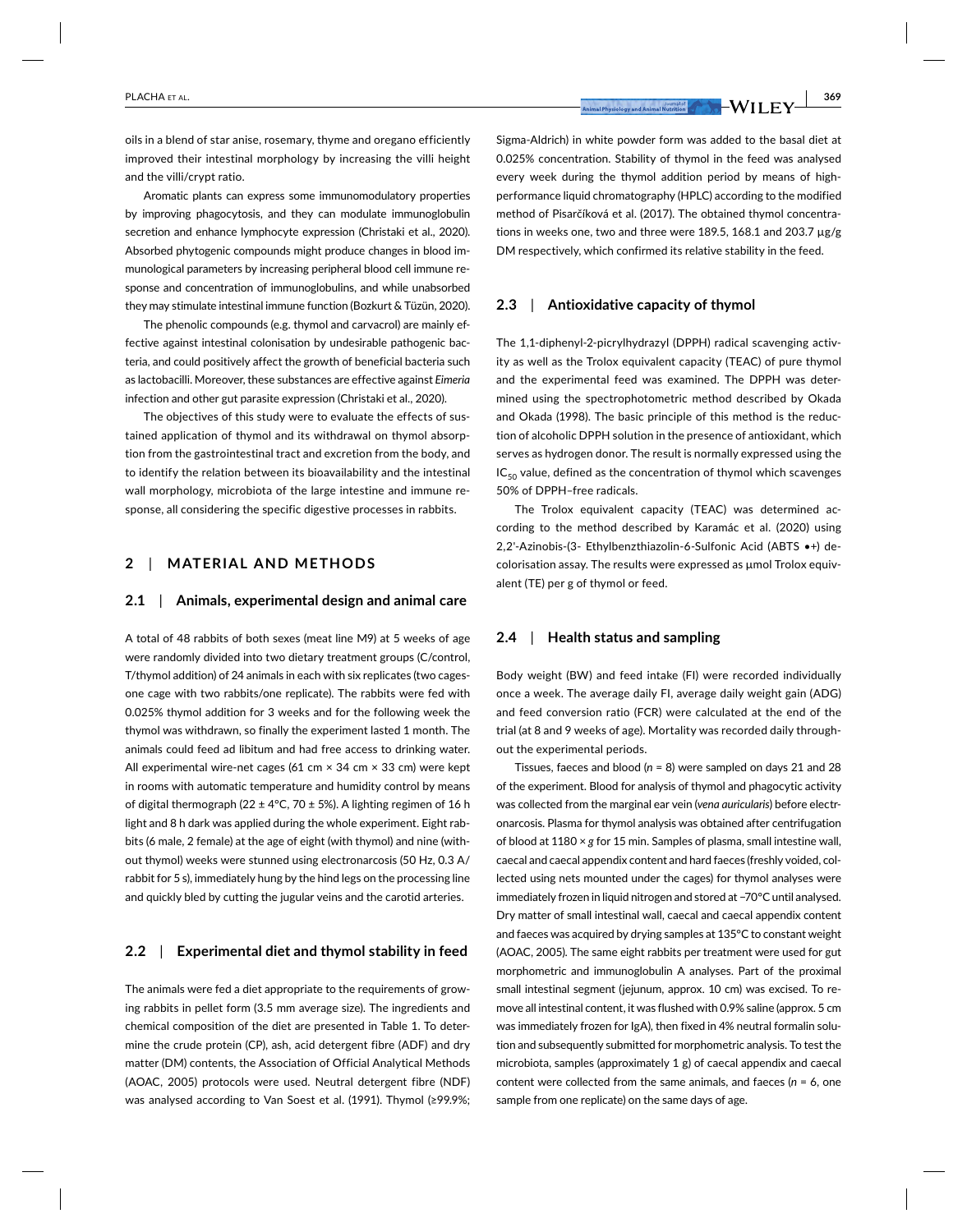oils in a blend of star anise, rosemary, thyme and oregano efficiently improved their intestinal morphology by increasing the villi height and the villi/crypt ratio.

Aromatic plants can express some immunomodulatory properties by improving phagocytosis, and they can modulate immunoglobulin secretion and enhance lymphocyte expression (Christaki et al., 2020). Absorbed phytogenic compounds might produce changes in blood immunological parameters by increasing peripheral blood cell immune response and concentration of immunoglobulins, and while unabsorbed they may stimulate intestinal immune function (Bozkurt & Tüzün, 2020).

The phenolic compounds (e.g. thymol and carvacrol) are mainly effective against intestinal colonisation by undesirable pathogenic bacteria, and could positively affect the growth of beneficial bacteria such as lactobacilli. Moreover, these substances are effective against *Eimeria* infection and other gut parasite expression (Christaki et al., 2020).

The objectives of this study were to evaluate the effects of sustained application of thymol and its withdrawal on thymol absorption from the gastrointestinal tract and excretion from the body, and to identify the relation between its bioavailability and the intestinal wall morphology, microbiota of the large intestine and immune response, all considering the specific digestive processes in rabbits.

## 2 | MATERIAL AND METHODS

### 2.1 | Animals, experimental design and animal care

A total of 48 rabbits of both sexes (meat line M9) at 5 weeks of age were randomly divided into two dietary treatment groups (C/control, T/thymol addition) of 24 animals in each with six replicates (two cages-one cage with two rabbits/one replicate). The rabbits were fed with 0.025% thymol addition for 3 weeks and for the following week the thymol was withdrawn, so finally the experiment lasted 1 month. The animals could feed ad libitum and had free access to drinking water. All experimental wire-net cages (61 cm × 34 cm × 33 cm) were kept in rooms with automatic temperature and humidity control by means of digital thermograph (22 ± 4°C, 70 ± 5%). A lighting regimen of 16 h light and 8 h dark was applied during the whole experiment. Eight rabbits (6 male, 2 female) at the age of eight (with thymol) and nine (without thymol) weeks were stunned using electronarcosis (50 Hz, 0.3 A/rabbit for 5 s), immediately hung by the hind legs on the processing line and quickly bled by cutting the jugular veins and the carotid arteries.

### 2.2 | Experimental diet and thymol stability in feed

The animals were fed a diet appropriate to the requirements of growing rabbits in pellet form (3.5 mm average size). The ingredients and chemical composition of the diet are presented in Table 1. To determine the crude protein (CP), ash, acid detergent fibre (ADF) and dry matter (DM) contents, the Association of Official Analytical Methods (AOAC, 2005) protocols were used. Neutral detergent fibre (NDF) was analysed according to Van Soest et al. (1991). Thymol (≥99.9%; Sigma-Aldrich) in white powder form was added to the basal diet at 0.025% concentration. Stability of thymol in the feed was analysed every week during the thymol addition period by means of high-performance liquid chromatography (HPLC) according to the modified method of Pisarčíková et al. (2017). The obtained thymol concentrations in weeks one, two and three were 189.5, 168.1 and 203.7 μg/g DM respectively, which confirmed its relative stability in the feed.

### 2.3 | Antioxidative capacity of thymol

The 1,1-diphenyl-2-picrylhydrazyl (DPPH) radical scavenging activity as well as the Trolox equivalent capacity (TEAC) of pure thymol and the experimental feed was examined. The DPPH was determined using the spectrophotometric method described by Okada and Okada (1998). The basic principle of this method is the reduction of alcoholic DPPH solution in the presence of antioxidant, which serves as hydrogen donor. The result is normally expressed using the $IC_{50}$ value, defined as the concentration of thymol which scavenges 50% of DPPH–free radicals.

The Trolox equivalent capacity (TEAC) was determined according to the method described by Karamác et al. (2020) using 2,2'-Azinobis-(3- Ethylbenzthiazolin-6-Sulfonic Acid (ABTS •+) decolorisation assay. The results were expressed as μmol Trolox equivalent (TE) per g of thymol or feed.

### 2.4 | Health status and sampling

Body weight (BW) and feed intake (FI) were recorded individually once a week. The average daily FI, average daily weight gain (ADG) and feed conversion ratio (FCR) were calculated at the end of the trial (at 8 and 9 weeks of age). Mortality was recorded daily throughout the experimental periods.

Tissues, faeces and blood ($n = 8$) were sampled on days 21 and 28 of the experiment. Blood for analysis of thymol and phagocytic activity was collected from the marginal ear vein (*vena auricularis*) before electronarcosis. Plasma for thymol analysis was obtained after centrifugation of blood at 1180 × *g* for 15 min. Samples of plasma, small intestine wall, caecal and caecal appendix content and hard faeces (freshly voided, collected using nets mounted under the cages) for thymol analyses were immediately frozen in liquid nitrogen and stored at −70°C until analysed. Dry matter of small intestinal wall, caecal and caecal appendix content and faeces was acquired by drying samples at 135°C to constant weight (AOAC, 2005). The same eight rabbits per treatment were used for gut morphometric and immunoglobulin A analyses. Part of the proximal small intestinal segment (jejunum, approx. 10 cm) was excised. To remove all intestinal content, it was flushed with 0.9% saline (approx. 5 cm was immediately frozen for IgA), then fixed in 4% neutral formalin solution and subsequently submitted for morphometric analysis. To test the microbiota, samples (approximately 1 g) of caecal appendix and caecal content were collected from the same animals, and faeces ($n = 6$, one sample from one replicate) on the same days of age.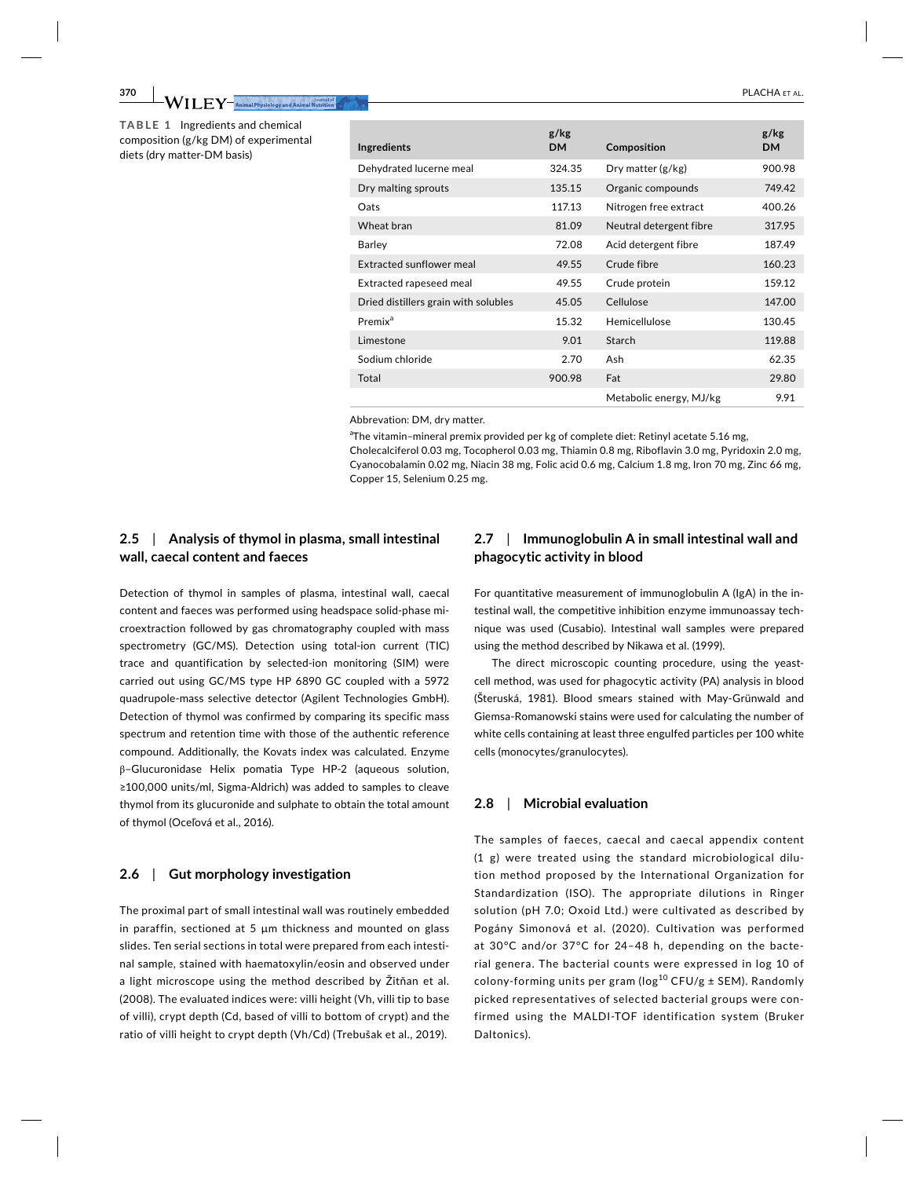**TABLE 1** Ingredients and chemical composition (g/kg DM) of experimental diets (dry matter-DM basis)

| Ingredients | g/kg DM | Composition | g/kg DM |
|---|---|---|---|
| Dehydrated lucerne meal | 324.35 | Dry matter (g/kg) | 900.98 |
| Dry malting sprouts | 135.15 | Organic compounds | 749.42 |
| Oats | 117.13 | Nitrogen free extract | 400.26 |
| Wheat bran | 81.09 | Neutral detergent fibre | 317.95 |
| Barley | 72.08 | Acid detergent fibre | 187.49 |
| Extracted sunflower meal | 49.55 | Crude fibre | 160.23 |
| Extracted rapeseed meal | 49.55 | Crude protein | 159.12 |
| Dried distillers grain with solubles | 45.05 | Cellulose | 147.00 |
| Premix[a] | 15.32 | Hemicellulose | 130.45 |
| Limestone | 9.01 | Starch | 119.88 |
| Sodium chloride | 2.70 | Ash | 62.35 |
| Total | 900.98 | Fat | 29.80 |
| | | Metabolic energy, MJ/kg | 9.91 |

Abbrevation: DM, dry matter.

[a]The vitamin–mineral premix provided per kg of complete diet: Retinyl acetate 5.16 mg, Cholecalciferol 0.03 mg, Tocopherol 0.03 mg, Thiamin 0.8 mg, Riboflavin 3.0 mg, Pyridoxin 2.0 mg, Cyanocobalamin 0.02 mg, Niacin 38 mg, Folic acid 0.6 mg, Calcium 1.8 mg, Iron 70 mg, Zinc 66 mg, Copper 15, Selenium 0.25 mg.

### 2.5 | Analysis of thymol in plasma, small intestinal wall, caecal content and faeces

Detection of thymol in samples of plasma, intestinal wall, caecal content and faeces was performed using headspace solid-phase microextraction followed by gas chromatography coupled with mass spectrometry (GC/MS). Detection using total-ion current (TIC) trace and quantification by selected-ion monitoring (SIM) were carried out using GC/MS type HP 6890 GC coupled with a 5972 quadrupole-mass selective detector (Agilent Technologies GmbH). Detection of thymol was confirmed by comparing its specific mass spectrum and retention time with those of the authentic reference compound. Additionally, the Kovats index was calculated. Enzyme β–Glucuronidase Helix pomatia Type HP-2 (aqueous solution, ≥100,000 units/ml, Sigma-Aldrich) was added to samples to cleave thymol from its glucuronide and sulphate to obtain the total amount of thymol (Oceľová et al., 2016).

### 2.6 | Gut morphology investigation

The proximal part of small intestinal wall was routinely embedded in paraffin, sectioned at 5 µm thickness and mounted on glass slides. Ten serial sections in total were prepared from each intestinal sample, stained with haematoxylin/eosin and observed under a light microscope using the method described by Žitňan et al. (2008). The evaluated indices were: villi height (Vh, villi tip to base of villi), crypt depth (Cd, based of villi to bottom of crypt) and the ratio of villi height to crypt depth (Vh/Cd) (Trebušak et al., 2019).

### 2.7 | Immunoglobulin A in small intestinal wall and phagocytic activity in blood

For quantitative measurement of immunoglobulin A (IgA) in the intestinal wall, the competitive inhibition enzyme immunoassay technique was used (Cusabio). Intestinal wall samples were prepared using the method described by Nikawa et al. (1999).

The direct microscopic counting procedure, using the yeast-cell method, was used for phagocytic activity (PA) analysis in blood (Šteruská, 1981). Blood smears stained with May-Grünwald and Giemsa-Romanowski stains were used for calculating the number of white cells containing at least three engulfed particles per 100 white cells (monocytes/granulocytes).

### 2.8 | Microbial evaluation

The samples of faeces, caecal and caecal appendix content (1 g) were treated using the standard microbiological dilution method proposed by the International Organization for Standardization (ISO). The appropriate dilutions in Ringer solution (pH 7.0; Oxoid Ltd.) were cultivated as described by Pogány Simonová et al. (2020). Cultivation was performed at 30°C and/or 37°C for 24–48 h, depending on the bacterial genera. The bacterial counts were expressed in log 10 of colony-forming units per gram ($\log^{10}$ CFU/g ± SEM). Randomly picked representatives of selected bacterial groups were confirmed using the MALDI-TOF identification system (Bruker Daltonics).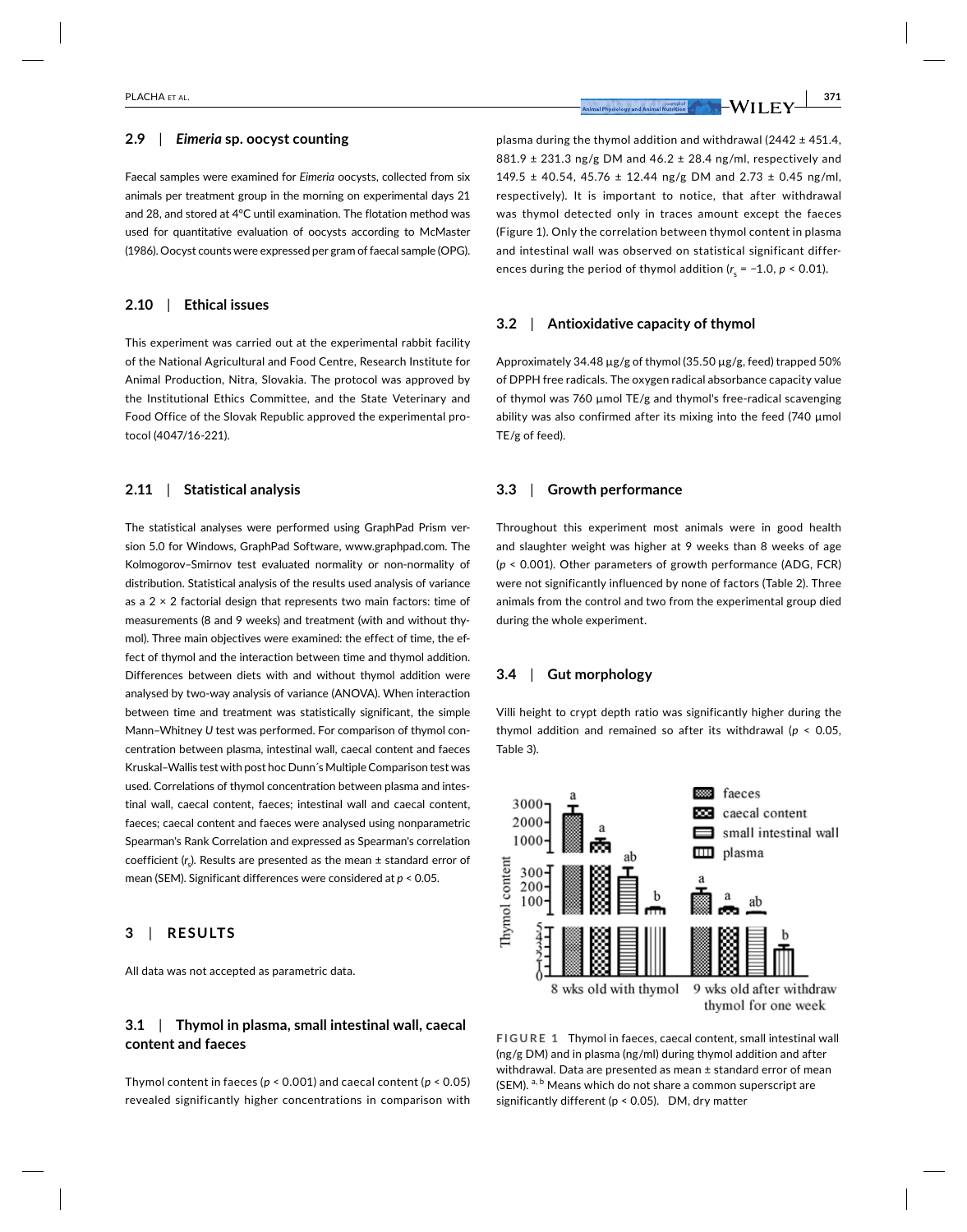### 2.9 | *Eimeria* sp. oocyst counting

Faecal samples were examined for *Eimeria* oocysts, collected from six animals per treatment group in the morning on experimental days 21 and 28, and stored at 4°C until examination. The flotation method was used for quantitative evaluation of oocysts according to McMaster (1986). Oocyst counts were expressed per gram of faecal sample (OPG).

### 2.10 | Ethical issues

This experiment was carried out at the experimental rabbit facility of the National Agricultural and Food Centre, Research Institute for Animal Production, Nitra, Slovakia. The protocol was approved by the Institutional Ethics Committee, and the State Veterinary and Food Office of the Slovak Republic approved the experimental protocol (4047/16-221).

### 2.11 | Statistical analysis

The statistical analyses were performed using GraphPad Prism version 5.0 for Windows, GraphPad Software, www.graphpad.com. The Kolmogorov–Smirnov test evaluated normality or non-normality of distribution. Statistical analysis of the results used analysis of variance as a 2 × 2 factorial design that represents two main factors: time of measurements (8 and 9 weeks) and treatment (with and without thymol). Three main objectives were examined: the effect of time, the effect of thymol and the interaction between time and thymol addition. Differences between diets with and without thymol addition were analysed by two-way analysis of variance (ANOVA). When interaction between time and treatment was statistically significant, the simple Mann–Whitney *U* test was performed. For comparison of thymol concentration between plasma, intestinal wall, caecal content and faeces Kruskal–Wallis test with post hoc Dunn´s Multiple Comparison test was used. Correlations of thymol concentration between plasma and intestinal wall, caecal content, faeces; intestinal wall and caecal content, faeces; caecal content and faeces were analysed using nonparametric Spearman's Rank Correlation and expressed as Spearman's correlation coefficient ($r_s$). Results are presented as the mean ± standard error of mean (SEM). Significant differences were considered at $p < 0.05$.

## 3 | RESULTS

All data was not accepted as parametric data.

### 3.1 | Thymol in plasma, small intestinal wall, caecal content and faeces

Thymol content in faeces ($p < 0.001$) and caecal content ($p < 0.05$) revealed significantly higher concentrations in comparison with plasma during the thymol addition and withdrawal (2442 ± 451.4, 881.9 ± 231.3 ng/g DM and 46.2 ± 28.4 ng/ml, respectively and 149.5 ± 40.54, 45.76 ± 12.44 ng/g DM and 2.73 ± 0.45 ng/ml, respectively). It is important to notice, that after withdrawal was thymol detected only in traces amount except the faeces (Figure 1). Only the correlation between thymol content in plasma and intestinal wall was observed on statistical significant differences during the period of thymol addition ($r_s = -1.0$, $p < 0.01$).

### 3.2 | Antioxidative capacity of thymol

Approximately 34.48 µg/g of thymol (35.50 µg/g, feed) trapped 50% of DPPH free radicals. The oxygen radical absorbance capacity value of thymol was 760 µmol TE/g and thymol's free-radical scavenging ability was also confirmed after its mixing into the feed (740 µmol TE/g of feed).

### 3.3 | Growth performance

Throughout this experiment most animals were in good health and slaughter weight was higher at 9 weeks than 8 weeks of age ($p < 0.001$). Other parameters of growth performance (ADG, FCR) were not significantly influenced by none of factors (Table 2). Three animals from the control and two from the experimental group died during the whole experiment.

### 3.4 | Gut morphology

Villi height to crypt depth ratio was significantly higher during the thymol addition and remained so after its withdrawal ($p < 0.05$, Table 3).

**FIGURE 1** Thymol in faeces, caecal content, small intestinal wall (ng/g DM) and in plasma (ng/ml) during thymol addition and after withdrawal. Data are presented as mean ± standard error of mean (SEM). [a, b] Means which do not share a common superscript are significantly different (p < 0.05). DM, dry matter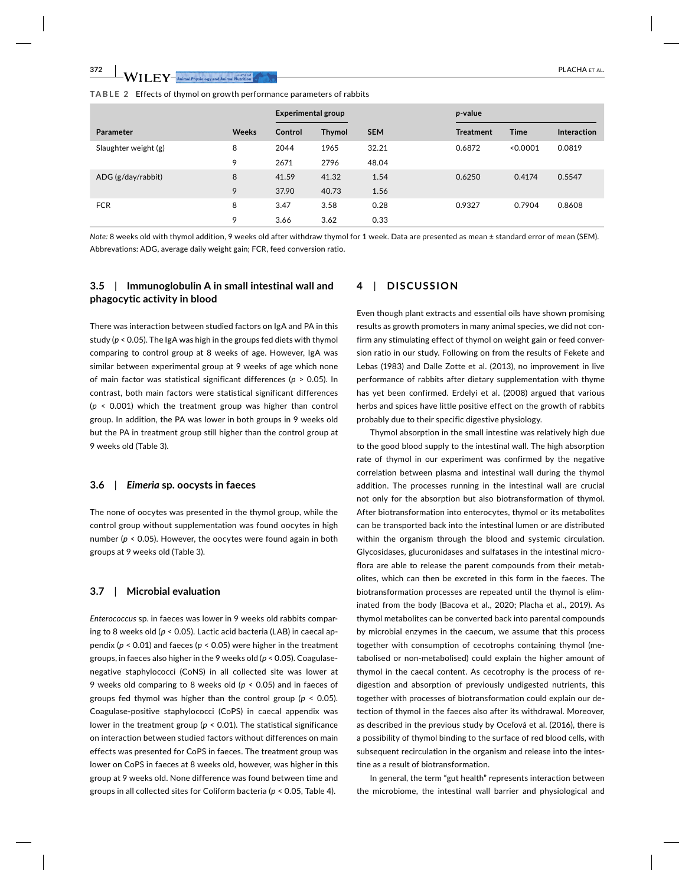**TABLE 2** Effects of thymol on growth performance parameters of rabbits

| Parameter | Weeks | Experimental group | | SEM | p-value | | |
|---|---|---|---|---|---|---|---|
| | | Control | Thymol | | Treatment | Time | Interaction |
| Slaughter weight (g) | 8 | 2044 | 1965 | 32.21 | 0.6872 | <0.0001 | 0.0819 |
| | 9 | 2671 | 2796 | 48.04 | | | |
| ADG (g/day/rabbit) | 8 | 41.59 | 41.32 | 1.54 | 0.6250 | 0.4174 | 0.5547 |
| | 9 | 37.90 | 40.73 | 1.56 | | | |
| FCR | 8 | 3.47 | 3.58 | 0.28 | 0.9327 | 0.7904 | 0.8608 |
| | 9 | 3.66 | 3.62 | 0.33 | | | |

*Note*: 8 weeks old with thymol addition, 9 weeks old after withdraw thymol for 1 week. Data are presented as mean ± standard error of mean (SEM).
Abbrevations: ADG, average daily weight gain; FCR, feed conversion ratio.

### 3.5 | Immunoglobulin A in small intestinal wall and phagocytic activity in blood

There was interaction between studied factors on IgA and PA in this study ($p < 0.05$). The IgA was high in the groups fed diets with thymol comparing to control group at 8 weeks of age. However, IgA was similar between experimental group at 9 weeks of age which none of main factor was statistical significant differences ($p > 0.05$). In contrast, both main factors were statistical significant differences ($p < 0.001$) which the treatment group was higher than control group. In addition, the PA was lower in both groups in 9 weeks old but the PA in treatment group still higher than the control group at 9 weeks old (Table 3).

### 3.6 | *Eimeria* sp. oocysts in faeces

The none of oocytes was presented in the thymol group, while the control group without supplementation was found oocytes in high number ($p < 0.05$). However, the oocytes were found again in both groups at 9 weeks old (Table 3).

### 3.7 | Microbial evaluation

*Enterococcus* sp. in faeces was lower in 9 weeks old rabbits comparing to 8 weeks old ($p < 0.05$). Lactic acid bacteria (LAB) in caecal appendix ($p < 0.01$) and faeces ($p < 0.05$) were higher in the treatment groups, in faeces also higher in the 9 weeks old ($p < 0.05$). Coagulase-negative staphylococci (CoNS) in all collected site was lower at 9 weeks old comparing to 8 weeks old ($p < 0.05$) and in faeces of groups fed thymol was higher than the control group ($p < 0.05$). Coagulase-positive staphylococci (CoPS) in caecal appendix was lower in the treatment group ($p < 0.01$). The statistical significance on interaction between studied factors without differences on main effects was presented for CoPS in faeces. The treatment group was lower on CoPS in faeces at 8 weeks old, however, was higher in this group at 9 weeks old. None difference was found between time and groups in all collected sites for Coliform bacteria ($p < 0.05$, Table 4).

## 4 | DISCUSSION

Even though plant extracts and essential oils have shown promising results as growth promoters in many animal species, we did not confirm any stimulating effect of thymol on weight gain or feed conversion ratio in our study. Following on from the results of Fekete and Lebas (1983) and Dalle Zotte et al. (2013), no improvement in live performance of rabbits after dietary supplementation with thyme has yet been confirmed. Erdelyi et al. (2008) argued that various herbs and spices have little positive effect on the growth of rabbits probably due to their specific digestive physiology.

Thymol absorption in the small intestine was relatively high due to the good blood supply to the intestinal wall. The high absorption rate of thymol in our experiment was confirmed by the negative correlation between plasma and intestinal wall during the thymol addition. The processes running in the intestinal wall are crucial not only for the absorption but also biotransformation of thymol. After biotransformation into enterocytes, thymol or its metabolites can be transported back into the intestinal lumen or are distributed within the organism through the blood and systemic circulation. Glycosidases, glucuronidases and sulfatases in the intestinal microflora are able to release the parent compounds from their metabolites, which can then be excreted in this form in the faeces. The biotransformation processes are repeated until the thymol is eliminated from the body (Bacova et al., 2020; Placha et al., 2019). As thymol metabolites can be converted back into parental compounds by microbial enzymes in the caecum, we assume that this process together with consumption of cecotrophs containing thymol (metabolised or non-metabolised) could explain the higher amount of thymol in the caecal content. As cecotrophy is the process of redigestion and absorption of previously undigested nutrients, this together with processes of biotransformation could explain our detection of thymol in the faeces also after its withdrawal. Moreover, as described in the previous study by Oceľová et al. (2016), there is a possibility of thymol binding to the surface of red blood cells, with subsequent recirculation in the organism and release into the intestine as a result of biotransformation.

In general, the term "gut health" represents interaction between the microbiome, the intestinal wall barrier and physiological and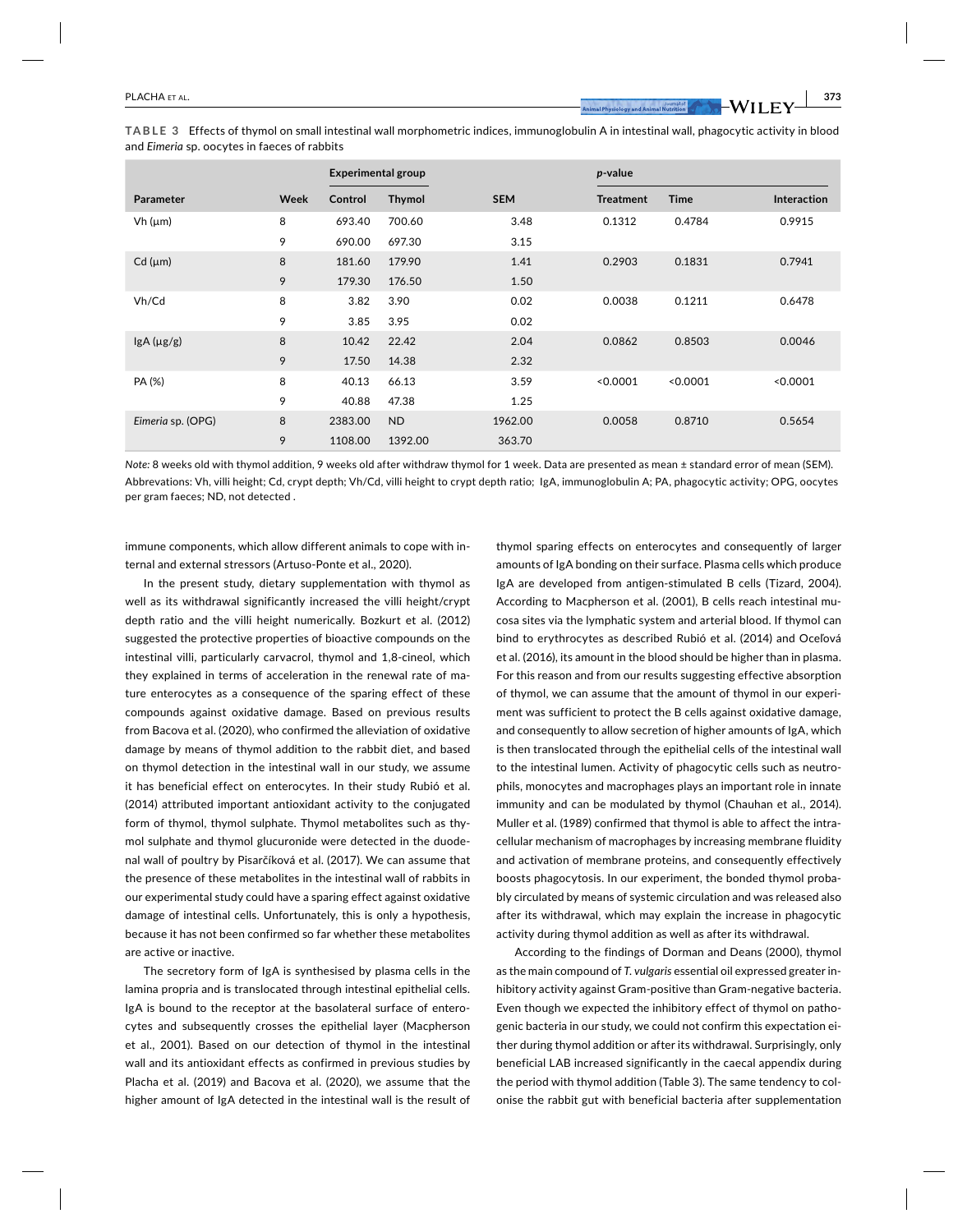**TABLE 3** Effects of thymol on small intestinal wall morphometric indices, immunoglobulin A in intestinal wall, phagocytic activity in blood and *Eimeria* sp. oocytes in faeces of rabbits

| Parameter | Week | Experimental group | | SEM | *p*-value | | |
|---|---|---|---|---|---|---|---|
| | | Control | Thymol | | Treatment | Time | Interaction |
| Vh (μm) | 8 | 693.40 | 700.60 | 3.48 | 0.1312 | 0.4784 | 0.9915 |
| | 9 | 690.00 | 697.30 | 3.15 | | | |
| Cd (μm) | 8 | 181.60 | 179.90 | 1.41 | 0.2903 | 0.1831 | 0.7941 |
| | 9 | 179.30 | 176.50 | 1.50 | | | |
| Vh/Cd | 8 | 3.82 | 3.90 | 0.02 | 0.0038 | 0.1211 | 0.6478 |
| | 9 | 3.85 | 3.95 | 0.02 | | | |
| IgA (μg/g) | 8 | 10.42 | 22.42 | 2.04 | 0.0862 | 0.8503 | 0.0046 |
| | 9 | 17.50 | 14.38 | 2.32 | | | |
| PA (%) | 8 | 40.13 | 66.13 | 3.59 | <0.0001 | <0.0001 | <0.0001 |
| | 9 | 40.88 | 47.38 | 1.25 | | | |
| *Eimeria* sp. (OPG) | 8 | 2383.00 | ND | 1962.00 | 0.0058 | 0.8710 | 0.5654 |
| | 9 | 1108.00 | 1392.00 | 363.70 | | | |

*Note:* 8 weeks old with thymol addition, 9 weeks old after withdraw thymol for 1 week. Data are presented as mean ± standard error of mean (SEM).
Abbreviations: Vh, villi height; Cd, crypt depth; Vh/Cd, villi height to crypt depth ratio; IgA, immunoglobulin A; PA, phagocytic activity; OPG, oocytes per gram faeces; ND, not detected .

immune components, which allow different animals to cope with internal and external stressors (Artuso-Ponte et al., 2020).

In the present study, dietary supplementation with thymol as well as its withdrawal significantly increased the villi height/crypt depth ratio and the villi height numerically. Bozkurt et al. (2012) suggested the protective properties of bioactive compounds on the intestinal villi, particularly carvacrol, thymol and 1,8-cineol, which they explained in terms of acceleration in the renewal rate of mature enterocytes as a consequence of the sparing effect of these compounds against oxidative damage. Based on previous results from Bacova et al. (2020), who confirmed the alleviation of oxidative damage by means of thymol addition to the rabbit diet, and based on thymol detection in the intestinal wall in our study, we assume it has beneficial effect on enterocytes. In their study Rubió et al. (2014) attributed important antioxidant activity to the conjugated form of thymol, thymol sulphate. Thymol metabolites such as thymol sulphate and thymol glucuronide were detected in the duodenal wall of poultry by Pisarčíková et al. (2017). We can assume that the presence of these metabolites in the intestinal wall of rabbits in our experimental study could have a sparing effect against oxidative damage of intestinal cells. Unfortunately, this is only a hypothesis, because it has not been confirmed so far whether these metabolites are active or inactive.

The secretory form of IgA is synthesised by plasma cells in the lamina propria and is translocated through intestinal epithelial cells. IgA is bound to the receptor at the basolateral surface of enterocytes and subsequently crosses the epithelial layer (Macpherson et al., 2001). Based on our detection of thymol in the intestinal wall and its antioxidant effects as confirmed in previous studies by Placha et al. (2019) and Bacova et al. (2020), we assume that the higher amount of IgA detected in the intestinal wall is the result of thymol sparing effects on enterocytes and consequently of larger amounts of IgA bonding on their surface. Plasma cells which produce IgA are developed from antigen-stimulated B cells (Tizard, 2004). According to Macpherson et al. (2001), B cells reach intestinal mucosa sites via the lymphatic system and arterial blood. If thymol can bind to erythrocytes as described Rubió et al. (2014) and Oceľová et al. (2016), its amount in the blood should be higher than in plasma. For this reason and from our results suggesting effective absorption of thymol, we can assume that the amount of thymol in our experiment was sufficient to protect the B cells against oxidative damage, and consequently to allow secretion of higher amounts of IgA, which is then translocated through the epithelial cells of the intestinal wall to the intestinal lumen. Activity of phagocytic cells such as neutrophils, monocytes and macrophages plays an important role in innate immunity and can be modulated by thymol (Chauhan et al., 2014). Muller et al. (1989) confirmed that thymol is able to affect the intracellular mechanism of macrophages by increasing membrane fluidity and activation of membrane proteins, and consequently effectively boosts phagocytosis. In our experiment, the bonded thymol probably circulated by means of systemic circulation and was released also after its withdrawal, which may explain the increase in phagocytic activity during thymol addition as well as after its withdrawal.

According to the findings of Dorman and Deans (2000), thymol as the main compound of *T. vulgaris* essential oil expressed greater inhibitory activity against Gram-positive than Gram-negative bacteria. Even though we expected the inhibitory effect of thymol on pathogenic bacteria in our study, we could not confirm this expectation either during thymol addition or after its withdrawal. Surprisingly, only beneficial LAB increased significantly in the caecal appendix during the period with thymol addition (Table 3). The same tendency to colonise the rabbit gut with beneficial bacteria after supplementation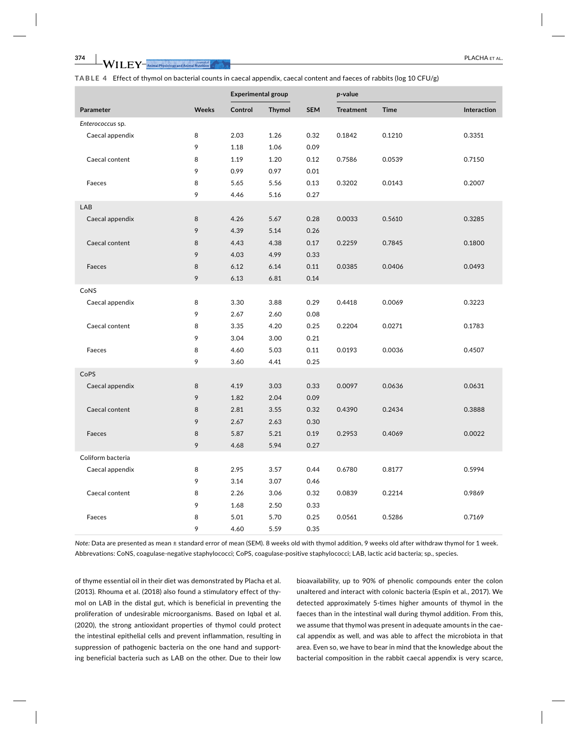**TABLE 4** Effect of thymol on bacterial counts in caecal appendix, caecal content and faeces of rabbits (log 10 CFU/g)

| | | Experimental group | | | *p*-value | | |
|---|---|---|---|---|---|---|---|
| Parameter | Weeks | Control | Thymol | SEM | Treatment | Time | Interaction |
| *Enterococcus* sp. | | | | | | | |
| Caecal appendix | 8 | 2.03 | 1.26 | 0.32 | 0.1842 | 0.1210 | 0.3351 |
| | 9 | 1.18 | 1.06 | 0.09 | | | |
| Caecal content | 8 | 1.19 | 1.20 | 0.12 | 0.7586 | 0.0539 | 0.7150 |
| | 9 | 0.99 | 0.97 | 0.01 | | | |
| Faeces | 8 | 5.65 | 5.56 | 0.13 | 0.3202 | 0.0143 | 0.2007 |
| | 9 | 4.46 | 5.16 | 0.27 | | | |
| LAB | | | | | | | |
| Caecal appendix | 8 | 4.26 | 5.67 | 0.28 | 0.0033 | 0.5610 | 0.3285 |
| | 9 | 4.39 | 5.14 | 0.26 | | | |
| Caecal content | 8 | 4.43 | 4.38 | 0.17 | 0.2259 | 0.7845 | 0.1800 |
| | 9 | 4.03 | 4.99 | 0.33 | | | |
| Faeces | 8 | 6.12 | 6.14 | 0.11 | 0.0385 | 0.0406 | 0.0493 |
| | 9 | 6.13 | 6.81 | 0.14 | | | |
| CoNS | | | | | | | |
| Caecal appendix | 8 | 3.30 | 3.88 | 0.29 | 0.4418 | 0.0069 | 0.3223 |
| | 9 | 2.67 | 2.60 | 0.08 | | | |
| Caecal content | 8 | 3.35 | 4.20 | 0.25 | 0.2204 | 0.0271 | 0.1783 |
| | 9 | 3.04 | 3.00 | 0.21 | | | |
| Faeces | 8 | 4.60 | 5.03 | 0.11 | 0.0193 | 0.0036 | 0.4507 |
| | 9 | 3.60 | 4.41 | 0.25 | | | |
| CoPS | | | | | | | |
| Caecal appendix | 8 | 4.19 | 3.03 | 0.33 | 0.0097 | 0.0636 | 0.0631 |
| | 9 | 1.82 | 2.04 | 0.09 | | | |
| Caecal content | 8 | 2.81 | 3.55 | 0.32 | 0.4390 | 0.2434 | 0.3888 |
| | 9 | 2.67 | 2.63 | 0.30 | | | |
| Faeces | 8 | 5.87 | 5.21 | 0.19 | 0.2953 | 0.4069 | 0.0022 |
| | 9 | 4.68 | 5.94 | 0.27 | | | |
| Coliform bacteria | | | | | | | |
| Caecal appendix | 8 | 2.95 | 3.57 | 0.44 | 0.6780 | 0.8177 | 0.5994 |
| | 9 | 3.14 | 3.07 | 0.46 | | | |
| Caecal content | 8 | 2.26 | 3.06 | 0.32 | 0.0839 | 0.2214 | 0.9869 |
| | 9 | 1.68 | 2.50 | 0.33 | | | |
| Faeces | 8 | 5.01 | 5.70 | 0.25 | 0.0561 | 0.5286 | 0.7169 |
| | 9 | 4.60 | 5.59 | 0.35 | | | |

*Note:* Data are presented as mean ± standard error of mean (SEM). 8 weeks old with thymol addition, 9 weeks old after withdraw thymol for 1 week.
Abbrevations: CoNS, coagulase-negative staphylococci; CoPS, coagulase-positive staphylococci; LAB, lactic acid bacteria; sp., species.

of thyme essential oil in their diet was demonstrated by Placha et al. (2013). Rhouma et al. (2018) also found a stimulatory effect of thymol on LAB in the distal gut, which is beneficial in preventing the proliferation of undesirable microorganisms. Based on Iqbal et al. (2020), the strong antioxidant properties of thymol could protect the intestinal epithelial cells and prevent inflammation, resulting in suppression of pathogenic bacteria on the one hand and supporting beneficial bacteria such as LAB on the other. Due to their low bioavailability, up to 90% of phenolic compounds enter the colon unaltered and interact with colonic bacteria (Espín et al., 2017). We detected approximately 5-times higher amounts of thymol in the faeces than in the intestinal wall during thymol addition. From this, we assume that thymol was present in adequate amounts in the caecal appendix as well, and was able to affect the microbiota in that area. Even so, we have to bear in mind that the knowledge about the bacterial composition in the rabbit caecal appendix is very scarce,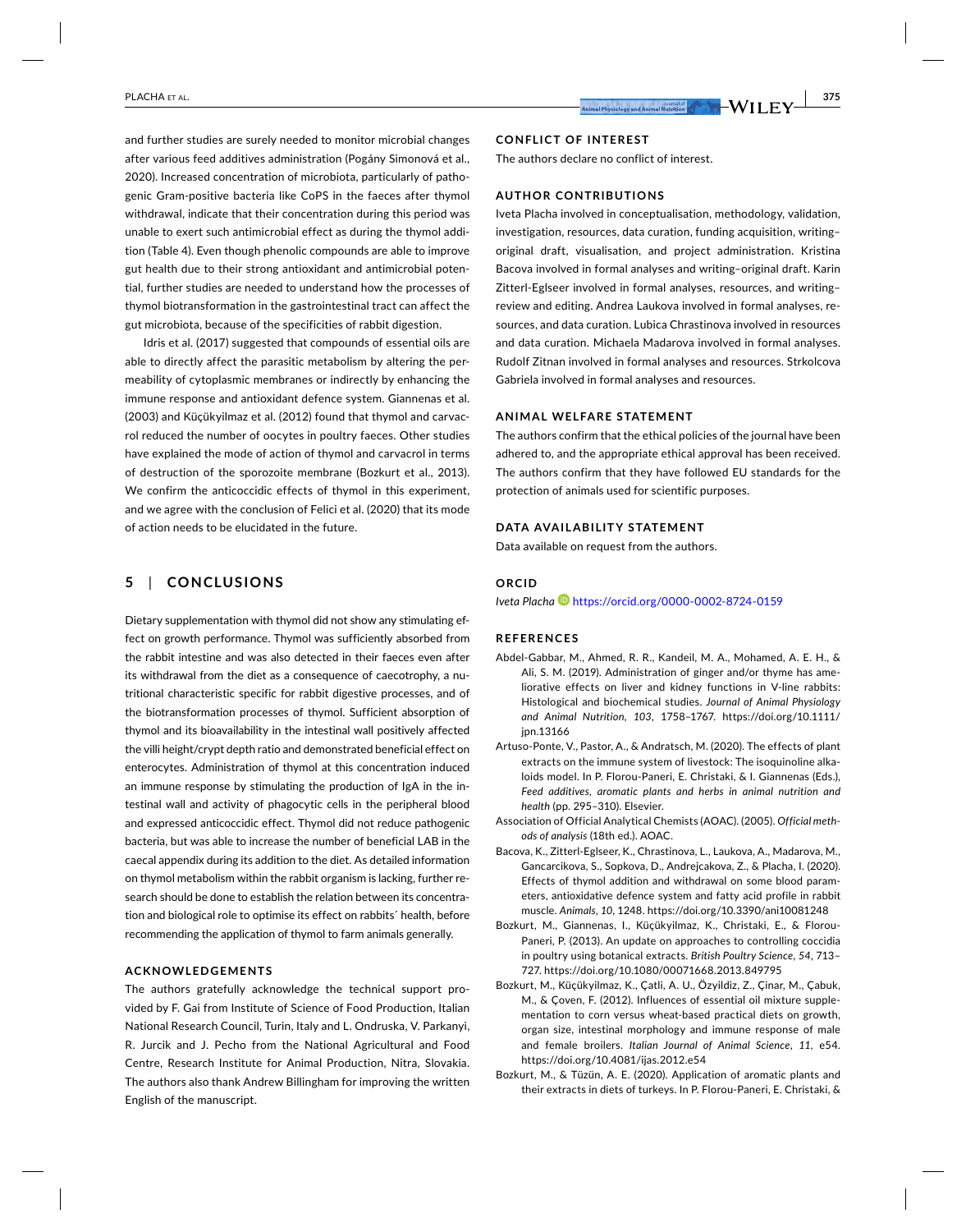and further studies are surely needed to monitor microbial changes after various feed additives administration (Pogány Simonová et al., 2020). Increased concentration of microbiota, particularly of pathogenic Gram-positive bacteria like CoPS in the faeces after thymol withdrawal, indicate that their concentration during this period was unable to exert such antimicrobial effect as during the thymol addition (Table 4). Even though phenolic compounds are able to improve gut health due to their strong antioxidant and antimicrobial potential, further studies are needed to understand how the processes of thymol biotransformation in the gastrointestinal tract can affect the gut microbiota, because of the specificities of rabbit digestion.

Idris et al. (2017) suggested that compounds of essential oils are able to directly affect the parasitic metabolism by altering the permeability of cytoplasmic membranes or indirectly by enhancing the immune response and antioxidant defence system. Giannenas et al. (2003) and Küçükyilmaz et al. (2012) found that thymol and carvacrol reduced the number of oocytes in poultry faeces. Other studies have explained the mode of action of thymol and carvacrol in terms of destruction of the sporozoite membrane (Bozkurt et al., 2013). We confirm the anticoccidic effects of thymol in this experiment, and we agree with the conclusion of Felici et al. (2020) that its mode of action needs to be elucidated in the future.

## 5 | CONCLUSIONS

Dietary supplementation with thymol did not show any stimulating effect on growth performance. Thymol was sufficiently absorbed from the rabbit intestine and was also detected in their faeces even after its withdrawal from the diet as a consequence of caecotrophy, a nutritional characteristic specific for rabbit digestive processes, and of the biotransformation processes of thymol. Sufficient absorption of thymol and its bioavailability in the intestinal wall positively affected the villi height/crypt depth ratio and demonstrated beneficial effect on enterocytes. Administration of thymol at this concentration induced an immune response by stimulating the production of IgA in the intestinal wall and activity of phagocytic cells in the peripheral blood and expressed anticoccidic effect. Thymol did not reduce pathogenic bacteria, but was able to increase the number of beneficial LAB in the caecal appendix during its addition to the diet. As detailed information on thymol metabolism within the rabbit organism is lacking, further research should be done to establish the relation between its concentration and biological role to optimise its effect on rabbits´ health, before recommending the application of thymol to farm animals generally.

### ACKNOWLEDGEMENTS

The authors gratefully acknowledge the technical support provided by F. Gai from Institute of Science of Food Production, Italian National Research Council, Turin, Italy and L. Ondruska, V. Parkanyi, R. Jurcik and J. Pecho from the National Agricultural and Food Centre, Research Institute for Animal Production, Nitra, Slovakia. The authors also thank Andrew Billingham for improving the written English of the manuscript.

### CONFLICT OF INTEREST

The authors declare no conflict of interest.

### AUTHOR CONTRIBUTIONS

Iveta Placha involved in conceptualisation, methodology, validation, investigation, resources, data curation, funding acquisition, writing–original draft, visualisation, and project administration. Kristina Bacova involved in formal analyses and writing–original draft. Karin Zitterl-Eglseer involved in formal analyses, resources, and writing–review and editing. Andrea Laukova involved in formal analyses, resources, and data curation. Lubica Chrastinova involved in resources and data curation. Michaela Madarova involved in formal analyses. Rudolf Zitnan involved in formal analyses and resources. Strkolcova Gabriela involved in formal analyses and resources.

### ANIMAL WELFARE STATEMENT

The authors confirm that the ethical policies of the journal have been adhered to, and the appropriate ethical approval has been received. The authors confirm that they have followed EU standards for the protection of animals used for scientific purposes.

### DATA AVAILABILITY STATEMENT

Data available on request from the authors.

### ORCID

*Iveta Placha* https://orcid.org/0000-0002-8724-0159

### REFERENCES

Abdel-Gabbar, M., Ahmed, R. R., Kandeil, M. A., Mohamed, A. E. H., & Ali, S. M. (2019). Administration of ginger and/or thyme has ameliorative effects on liver and kidney functions in V-line rabbits: Histological and biochemical studies. *Journal of Animal Physiology and Animal Nutrition*, *103*, 1758–1767. https://doi.org/10.1111/jpn.13166

Artuso-Ponte, V., Pastor, A., & Andratsch, M. (2020). The effects of plant extracts on the immune system of livestock: The isoquinoline alkaloids model. In P. Florou-Paneri, E. Christaki, & I. Giannenas (Eds.), *Feed additives, aromatic plants and herbs in animal nutrition and health* (pp. 295–310). Elsevier.

Association of Official Analytical Chemists (AOAC). (2005). *Official methods of analysis* (18th ed.). AOAC.

Bacova, K., Zitterl-Eglseer, K., Chrastinova, L., Laukova, A., Madarova, M., Gancarcikova, S., Sopkova, D., Andrejcakova, Z., & Placha, I. (2020). Effects of thymol addition and withdrawal on some blood parameters, antioxidative defence system and fatty acid profile in rabbit muscle. *Animals*, *10*, 1248. https://doi.org/10.3390/ani10081248

Bozkurt, M., Giannenas, I., Küçükyilmaz, K., Christaki, E., & Florou-Paneri, P. (2013). An update on approaches to controlling coccidia in poultry using botanical extracts. *British Poultry Science*, *54*, 713–727. https://doi.org/10.1080/00071668.2013.849795

Bozkurt, M., Küçükyilmaz, K., Çatli, A. U., Özyildiz, Z., Çinar, M., Çabuk, M., & Çoven, F. (2012). Influences of essential oil mixture supplementation to corn versus wheat-based practical diets on growth, organ size, intestinal morphology and immune response of male and female broilers. *Italian Journal of Animal Science*, *11*, e54. https://doi.org/10.4081/ijas.2012.e54

Bozkurt, M., & Tüzün, A. E. (2020). Application of aromatic plants and their extracts in diets of turkeys. In P. Florou-Paneri, E. Christaki, &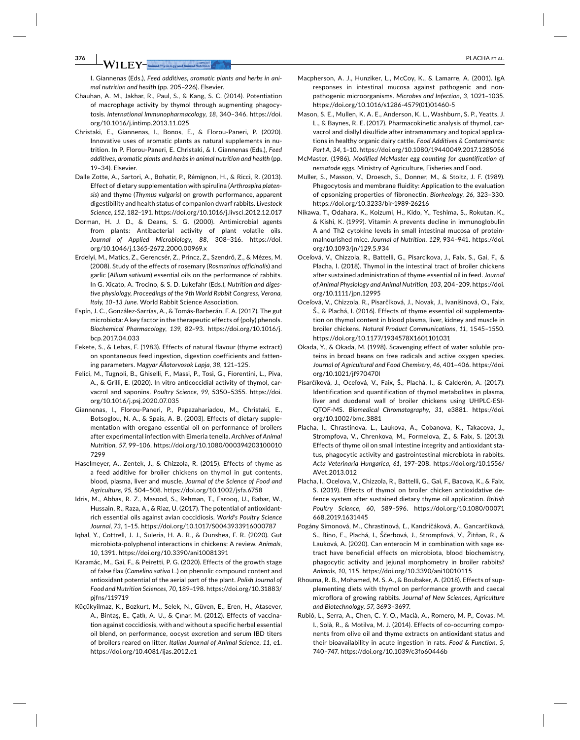I. Giannenas (Eds.), *Feed additives, aromatic plants and herbs in animal nutrition and health* (pp. 205–226). Elsevier.

Chauhan, A. M., Jakhar, R., Paul, S., & Kang, S. C. (2014). Potentiation of macrophage activity by thymol through augmenting phagocytosis. *International Immunopharmacology*, *18*, 340–346. https://doi.org/10.1016/j.intimp.2013.11.025

Christaki, E., Giannenas, I., Bonos, E., & Florou-Paneri, P. (2020). Innovative uses of aromatic plants as natural supplements in nutrition. In P. Florou-Paneri, E. Christaki, & I. Giannenas (Eds.), *Feed additives, aromatic plants and herbs in animal nutrition and health* (pp. 19–34). Elsevier.

Dalle Zotte, A., Sartori, A., Bohatir, P., Rémignon, H., & Ricci, R. (2013). Effect of dietary supplementation with spirulina (*Arthrospira platensis*) and thyme (*Thymus vulgaris*) on growth performance, apparent digestibility and health status of companion dwarf rabbits. *Livestock Science*, *152*, 182–191. https://doi.org/10.1016/j.livsci.2012.12.017

Dorman, H. J. D., & Deans, S. G. (2000). Antimicrobial agents from plants: Antibacterial activity of plant volatile oils. *Journal of Applied Microbiology*, *88*, 308–316. https://doi.org/10.1046/j.1365-2672.2000.00969.x

Erdelyi, M., Matics, Z., Gerencsér, Z., Princz, Z., Szendrő, Z., & Mézes, M. (2008). Study of the effects of rosemary (*Rosmarinus officinalis*) and garlic (*Allium sativum*) essential oils on the performance of rabbits. In G. Xicato, A. Trocino, & S. D. Lukefahr (Eds.), *Nutrition and digestive physiology, Proceedings of the 9th World Rabbit Congress, Verona, Italy, 10–13 June*. World Rabbit Science Association.

Espín, J. C., González-Sarrías, A., & Tomás-Barberán, F. A. (2017). The gut microbiota: A key factor in the therapeutic effects of (poly) phenols. *Biochemical Pharmacology*, *139*, 82–93. https://doi.org/10.1016/j.bcp.2017.04.033

Fekete, S., & Lebas, F. (1983). Effects of natural flavour (thyme extract) on spontaneous feed ingestion, digestion coefficients and fattening parameters. *Magyar Állatorvosok Lapja*, *38*, 121–125.

Felici, M., Tugnoli, B., Ghiselli, F., Massi, P., Tosi, G., Fiorentini, L., Piva, A., & Grilli, E. (2020). In vitro anticoccidial activity of thymol, carvacrol and saponins. *Poultry Science*, *99*, 5350–5355. https://doi.org/10.1016/j.psj.2020.07.035

Giannenas, I., Florou-Paneri, P., Papazahariadou, M., Christaki, E., Botsoglou, N. A., & Spais, A. B. (2003). Effects of dietary supplementation with oregano essential oil on performance of broilers after experimental infection with Eimeria tenella. *Archives of Animal Nutrition*, *57*, 99–106. https://doi.org/10.1080/0003942031000107299

Haselmeyer, A., Zentek, J., & Chizzola, R. (2015). Effects of thyme as a feed additive for broiler chickens on thymol in gut contents, blood, plasma, liver and muscle. *Journal of the Science of Food and Agriculture*, *95*, 504–508. https://doi.org/10.1002/jsfa.6758

Idris, M., Abbas, R. Z., Masood, S., Rehman, T., Farooq, U., Babar, W., Hussain, R., Raza, A., & Riaz, U. (2017). The potential of antioxidant-rich essential oils against avian coccidiosis. *World's Poultry Science Journal*, *73*, 1–15. https://doi.org/10.1017/S0043933916000787

Iqbal, Y., Cottrell, J. J., Suleria, H. A. R., & Dunshea, F. R. (2020). Gut microbiota-polyphenol interactions in chickens: A review. *Animals*, *10*, 1391. https://doi.org/10.3390/ani10081391

Karamác, M., Gai, F., & Peiretti, P. G. (2020). Effects of the growth stage of false flax (*Camelina sativa* L.) on phenolic compound content and antioxidant potential of the aerial part of the plant. *Polish Journal of Food and Nutrition Sciences*, *70*, 189–198. https://doi.org/10.31883/pjfns/119719

Küçükyilmaz, K., Bozkurt, M., Selek, N., Güven, E., Eren, H., Atasever, A., Bintaş, E., Çatlı, A. U., & Çınar, M. (2012). Effects of vaccination against coccidiosis, with and without a specific herbal essential oil blend, on performance, oocyst excretion and serum IBD titers of broilers reared on litter. *Italian Journal of Animal Science*, *11*, e1. https://doi.org/10.4081/ijas.2012.e1

Macpherson, A. J., Hunziker, L., McCoy, K., & Lamarre, A. (2001). IgA responses in intestinal mucosa against pathogenic and nonpathogenic microorganisms. *Microbes and Infection*, *3*, 1021–1035. https://doi.org/10.1016/s1286-4579(01)01460-5

Mason, S. E., Mullen, K. A. E., Anderson, K. L., Washburn, S. P., Yeatts, J. L., & Baynes, R. E. (2017). Pharmacokinetic analysis of thymol, carvacrol and diallyl disulfide after intramammary and topical applications in healthy organic dairy cattle. *Food Additives & Contaminants: Part A*, *34*, 1–10. https://doi.org/10.1080/19440049.2017.1285056

McMaster. (1986). *Modified McMaster egg counting for quantification of nematode eggs*. Ministry of Agriculture, Fisheries and Food.

Muller, S., Masson, V., Droesch, S., Donner, M., & Stoltz, J. F. (1989). Phagocytosis and membrane fluidity: Application to the evaluation of opsonizing properties of fibronectin. *Biorheology*, *26*, 323–330. https://doi.org/10.3233/bir-1989-26216

Nikawa, T., Odahara, K., Koizumi, H., Kido, Y., Teshima, S., Rokutan, K., & Kishi, K. (1999). Vitamin A prevents decline in immunoglobulin A and Th2 cytokine levels in small intestinal mucosa of protein-malnourished mice. *Journal of Nutrition*, *129*, 934–941. https://doi.org/10.1093/jn/129.5.934

Oceľová, V., Chizzola, R., Battelli, G., Pisarcikova, J., Faix, S., Gai, F., & Placha, I. (2018). Thymol in the intestinal tract of broiler chickens after sustained administration of thyme essential oil in feed. *Journal of Animal Physiology and Animal Nutrition*, *103*, 204–209. https://doi.org/10.1111/jpn.12995

Oceľová, V., Chizzola, R., Pisarčíková, J., Novak, J., Ivanišinová, O., Faix, Š., & Plachá, I. (2016). Effects of thyme essential oil supplementation on thymol content in blood plasma, liver, kidney and muscle in broiler chickens. *Natural Product Communications*, *11*, 1545–1550. https://doi.org/10.1177/1934578X1601101031

Okada, Y., & Okada, M. (1998). Scavenging effect of water soluble proteins in broad beans on free radicals and active oxygen species. *Journal of Agricultural and Food Chemistry*, *46*, 401–406. https://doi.org/10.1021/jf970470l

Pisarčíková, J., Oceľová, V., Faix, Š., Plachá, I., & Calderón, A. (2017). Identification and quantification of thymol metabolites in plasma, liver and duodenal wall of broiler chickens using UHPLC-ESI-QTOF-MS. *Biomedical Chromatography*, *31*, e3881. https://doi.org/10.1002/bmc.3881

Placha, I., Chrastinova, L., Laukova, A., Cobanova, K., Takacova, J., Strompfova, V., Chrenkova, M., Formelova, Z., & Faix, S. (2013). Effects of thyme oil on small intestine integrity and antioxidant status, phagocytic activity and gastrointestinal microbiota in rabbits. *Acta Veterinaria Hungarica*, *61*, 197–208. https://doi.org/10.1556/AVet.2013.012

Placha, I., Ocelova, V., Chizzola, R., Battelli, G., Gai, F., Bacova, K., & Faix, S. (2019). Effects of thymol on broiler chicken antioxidative defence system after sustained dietary thyme oil application. *British Poultry Science*, *60*, 589–596. https://doi.org/10.1080/00071668.2019.1631445

Pogány Simonová, M., Chrastinová, Ľ., Kandričáková, A., Gancarčíková, S., Bino, E., Plachá, I., Ščerbová, J., Strompfová, V., Žitňan, R., & Lauková, A. (2020). Can enterocin M in combination with sage extract have beneficial effects on microbiota, blood biochemistry, phagocytic activity and jejunal morphometry in broiler rabbits? *Animals*, *10*, 115. https://doi.org/10.3390/ani10010115

Rhouma, R. B., Mohamed, M. S. A., & Boubaker, A. (2018). Effects of supplementing diets with thymol on performance growth and caecal microflora of growing rabbits. *Journal of New Sciences, Agriculture and Biotechnology*, *57*, 3693–3697.

Rubió, L., Serra, A., Chen, C. Y. O., Macià, A., Romero, M. P., Covas, M. I., Solà, R., & Motilva, M. J. (2014). Effects of co-occurring components from olive oil and thyme extracts on antioxidant status and their bioavailability in acute ingestion in rats. *Food & Function*, *5*, 740–747. https://doi.org/10.1039/c3fo60446b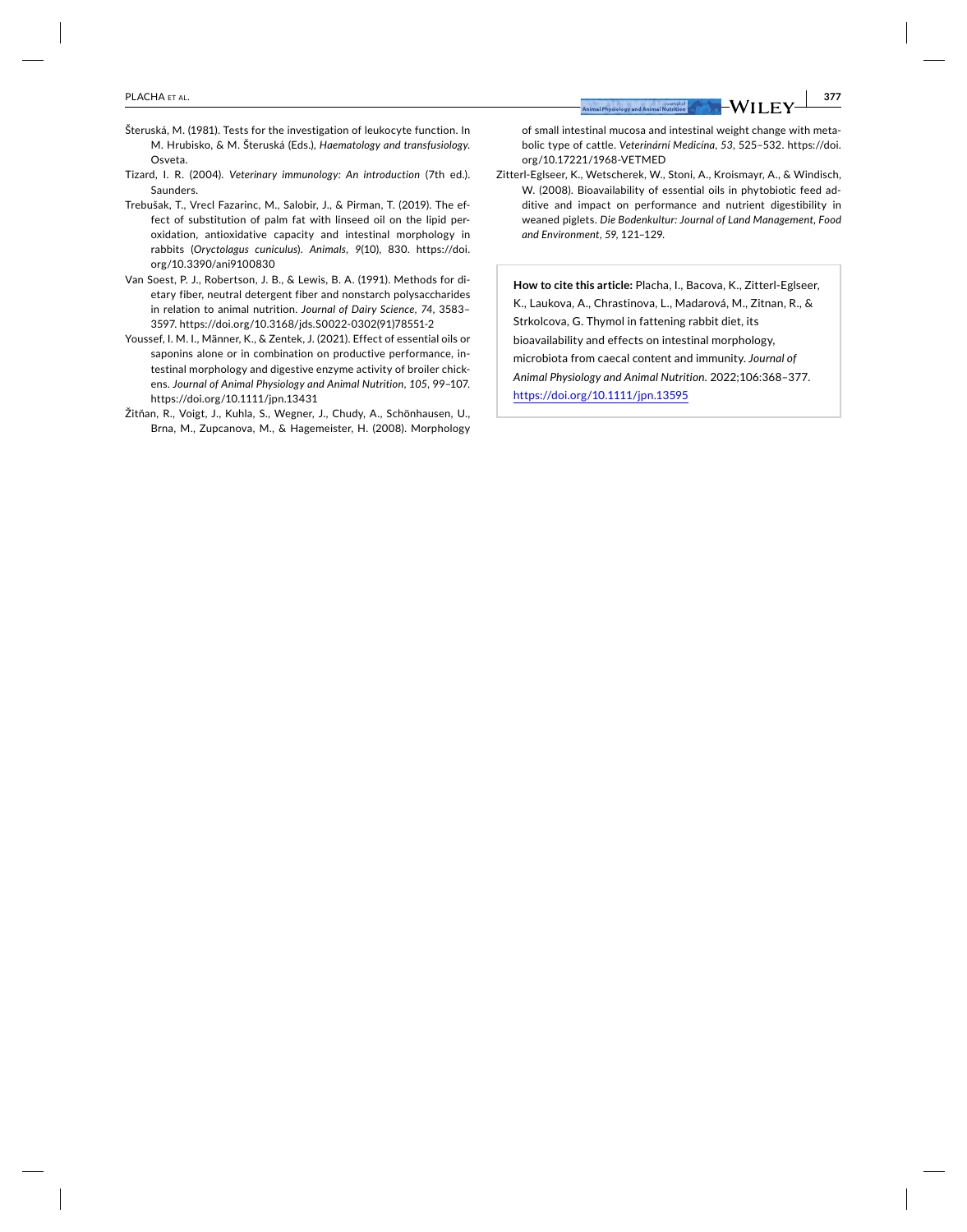Šteruská, M. (1981). Tests for the investigation of leukocyte function. In M. Hrubisko, & M. Šteruská (Eds.), *Haematology and transfusiology*. Osveta.

Tizard, I. R. (2004). *Veterinary immunology: An introduction* (7th ed.). Saunders.

Trebušak, T., Vrecl Fazarinc, M., Salobir, J., & Pirman, T. (2019). The effect of substitution of palm fat with linseed oil on the lipid peroxidation, antioxidative capacity and intestinal morphology in rabbits (*Oryctolagus cuniculus*). *Animals*, *9*(10), 830. https://doi.org/10.3390/ani9100830

Van Soest, P. J., Robertson, J. B., & Lewis, B. A. (1991). Methods for dietary fiber, neutral detergent fiber and nonstarch polysaccharides in relation to animal nutrition. *Journal of Dairy Science*, *74*, 3583–3597. https://doi.org/10.3168/jds.S0022-0302(91)78551-2

Youssef, I. M. I., Männer, K., & Zentek, J. (2021). Effect of essential oils or saponins alone or in combination on productive performance, intestinal morphology and digestive enzyme activity of broiler chickens. *Journal of Animal Physiology and Animal Nutrition*, *105*, 99–107. https://doi.org/10.1111/jpn.13431

Žitňan, R., Voigt, J., Kuhla, S., Wegner, J., Chudy, A., Schönhausen, U., Brna, M., Zupcanova, M., & Hagemeister, H. (2008). Morphology of small intestinal mucosa and intestinal weight change with metabolic type of cattle. *Veterinární Medicína*, *53*, 525–532. https://doi.org/10.17221/1968-VETMED

Zitterl-Eglseer, K., Wetscherek, W., Stoni, A., Kroismayr, A., & Windisch, W. (2008). Bioavailability of essential oils in phytobiotic feed additive and impact on performance and nutrient digestibility in weaned piglets. *Die Bodenkultur: Journal of Land Management, Food and Environment*, *59*, 121–129.

**How to cite this article:** Placha, I., Bacova, K., Zitterl-Eglseer, K., Laukova, A., Chrastinova, L., Madarová, M., Zitnan, R., & Strkolcova, G. Thymol in fattening rabbit diet, its bioavailability and effects on intestinal morphology, microbiota from caecal content and immunity. *Journal of Animal Physiology and Animal Nutrition*. 2022;106:368–377. https://doi.org/10.1111/jpn.13595